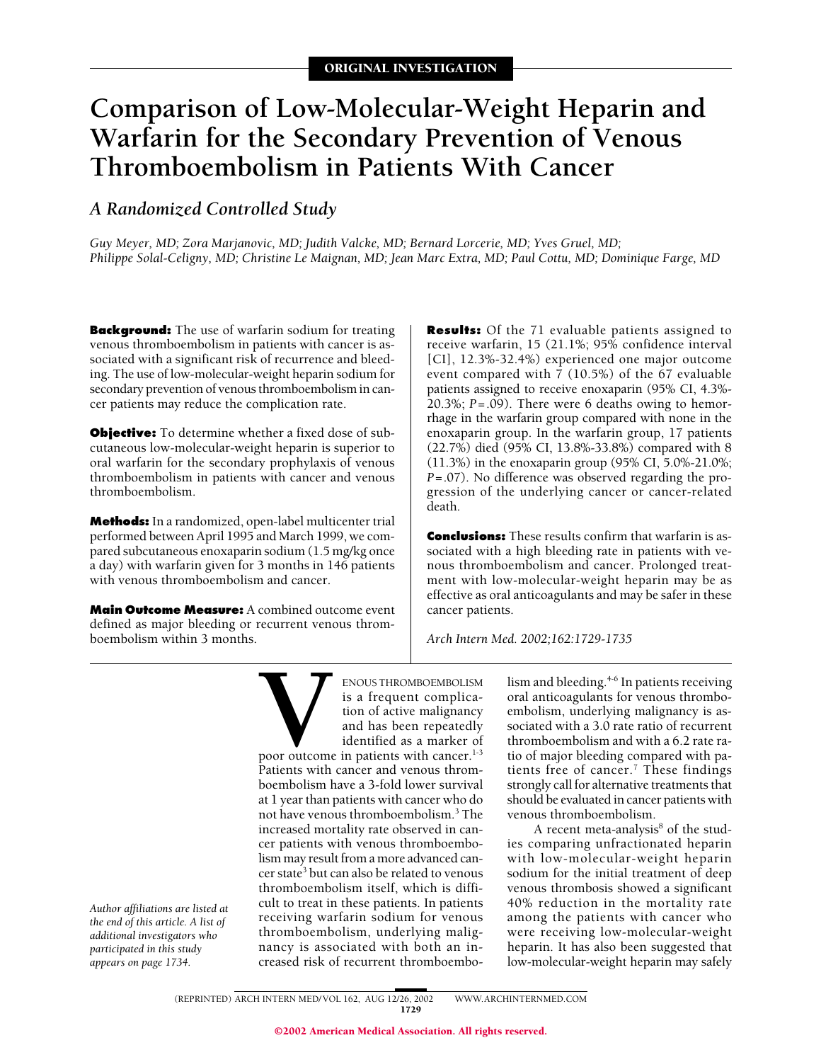ORIGINAL INVESTIGATION

# Comparison of Low-Molecular-Weight Heparin and Warfarin for the Secondary Prevention of Venous Thromboembolism in Patients With Cancer

## *A Randomized Controlled Study*

*Guy Meyer, MD; Zora Marjanovic, MD; Judith Valcke, MD; Bernard Lorcerie, MD; Yves Gruel, MD; Philippe Solal-Celigny, MD; Christine Le Maignan, MD; Jean Marc Extra, MD; Paul Cottu, MD; Dominique Farge, MD*

**Background:** The use of warfarin sodium for treating venous thromboembolism in patients with cancer is associated with a significant risk of recurrence and bleeding. The use of low-molecular-weight heparin sodium for secondary prevention of venous thromboembolism in cancer patients may reduce the complication rate.

**Objective:** To determine whether a fixed dose of subcutaneous low-molecular-weight heparin is superior to oral warfarin for the secondary prophylaxis of venous thromboembolism in patients with cancer and venous thromboembolism.

**Methods:** In a randomized, open-label multicenter trial performed between April 1995 and March 1999, we compared subcutaneous enoxaparin sodium (1.5 mg/kg once a day) with warfarin given for 3 months in 146 patients with venous thromboembolism and cancer.

**Main Outcome Measure:** A combined outcome event defined as major bleeding or recurrent venous thromboembolism within 3 months.

**Results:** Of the 71 evaluable patients assigned to receive warfarin, 15 (21.1%; 95% confidence interval [CI], 12.3%-32.4%) experienced one major outcome event compared with 7 (10.5%) of the 67 evaluable patients assigned to receive enoxaparin (95% CI, 4.3%-20.3%; *P*=.09). There were 6 deaths owing to hemorrhage in the warfarin group compared with none in the enoxaparin group. In the warfarin group, 17 patients (22.7%) died (95% CI, 13.8%-33.8%) compared with 8 (11.3%) in the enoxaparin group (95% CI, 5.0%-21.0%; *P*=.07). No difference was observed regarding the progression of the underlying cancer or cancer-related death.

**Conclusions:** These results confirm that warfarin is associated with a high bleeding rate in patients with venous thromboembolism and cancer. Prolonged treatment with low-molecular-weight heparin may be as effective as oral anticoagulants and may be safer in these cancer patients.

*Arch Intern Med. 2002;162:1729-1735*

VENOUS THROMBOEMBOLISM is a frequent complication of active malignancy and has been repeatedly identified as a marker of poor outcome in patients with cancer.[1-3] Patients with cancer and venous thromboembolism have a 3-fold lower survival at 1 year than patients with cancer who do not have venous thromboembolism.[3] The increased mortality rate observed in cancer patients with venous thromboembolism may result from a more advanced cancer state[3] but can also be related to venous thromboembolism itself, which is difficult to treat in these patients. In patients receiving warfarin sodium for venous thromboembolism, underlying malignancy is associated with both an increased risk of recurrent thromboembolism and bleeding.[4-6] In patients receiving oral anticoagulants for venous thromboembolism, underlying malignancy is associated with a 3.0 rate ratio of recurrent thromboembolism and with a 6.2 rate ratio of major bleeding compared with patients free of cancer.[7] These findings strongly call for alternative treatments that should be evaluated in cancer patients with venous thromboembolism.

A recent meta-analysis[8] of the studies comparing unfractionated heparin with low-molecular-weight heparin sodium for the initial treatment of deep venous thrombosis showed a significant 40% reduction in the mortality rate among the patients with cancer who were receiving low-molecular-weight heparin. It has also been suggested that low-molecular-weight heparin may safely

*Author affiliations are listed at the end of this article. A list of additional investigators who participated in this study appears on page 1734.*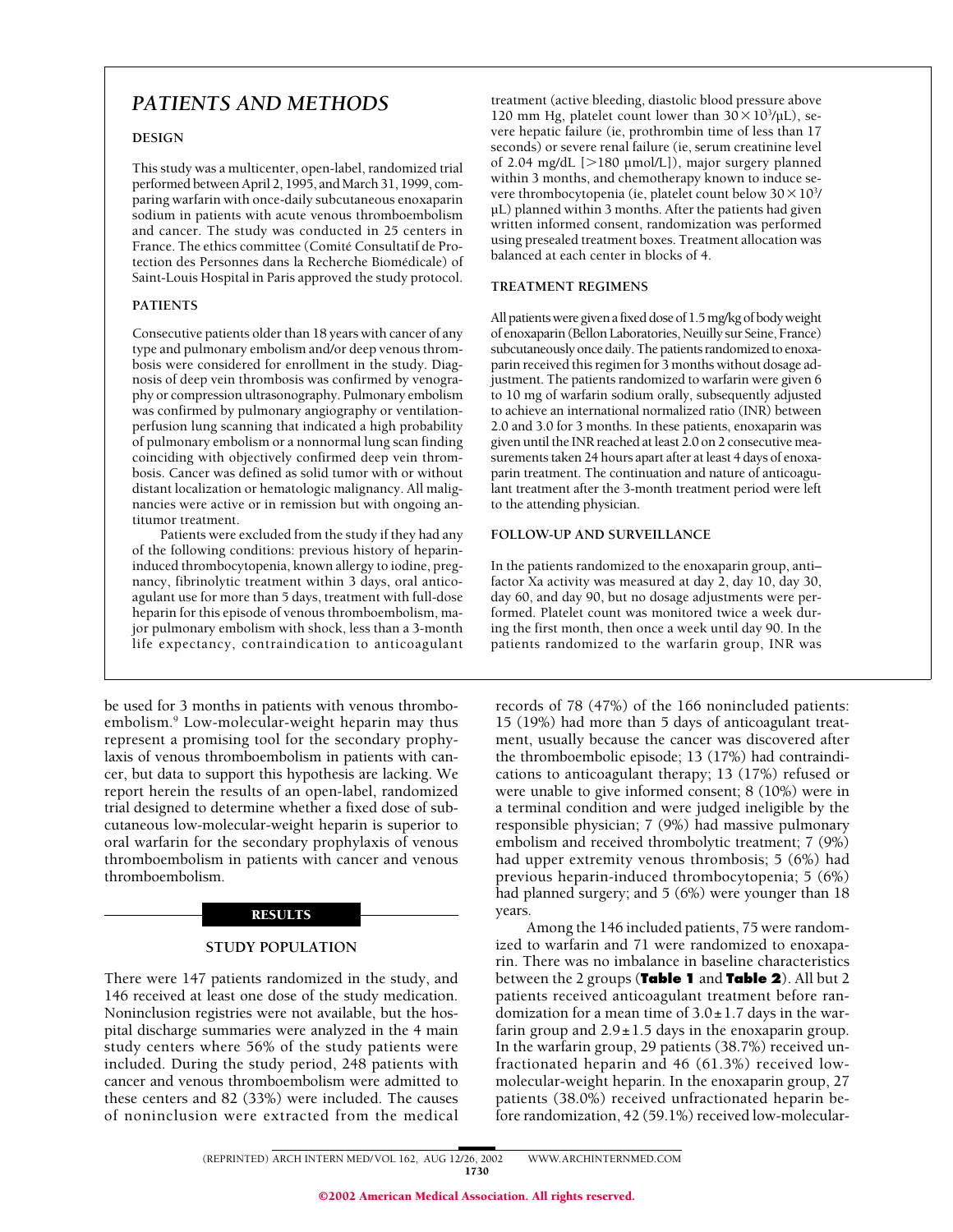## PATIENTS AND METHODS

### DESIGN

This study was a multicenter, open-label, randomized trial performed between April 2, 1995, and March 31, 1999, comparing warfarin with once-daily subcutaneous enoxaparin sodium in patients with acute venous thromboembolism and cancer. The study was conducted in 25 centers in France. The ethics committee (Comité Consultatif de Protection des Personnes dans la Recherche Biomédicale) of Saint-Louis Hospital in Paris approved the study protocol.

### PATIENTS

Consecutive patients older than 18 years with cancer of any type and pulmonary embolism and/or deep venous thrombosis were considered for enrollment in the study. Diagnosis of deep vein thrombosis was confirmed by venography or compression ultrasonography. Pulmonary embolism was confirmed by pulmonary angiography or ventilation-perfusion lung scanning that indicated a high probability of pulmonary embolism or a nonnormal lung scan finding coinciding with objectively confirmed deep vein thrombosis. Cancer was defined as solid tumor with or without distant localization or hematologic malignancy. All malignancies were active or in remission but with ongoing antitumor treatment.

Patients were excluded from the study if they had any of the following conditions: previous history of heparin-induced thrombocytopenia, known allergy to iodine, pregnancy, fibrinolytic treatment within 3 days, oral anticoagulant use for more than 5 days, treatment with full-dose heparin for this episode of venous thromboembolism, major pulmonary embolism with shock, less than a 3-month life expectancy, contraindication to anticoagulant treatment (active bleeding, diastolic blood pressure above 120 mm Hg, platelet count lower than $30 \times 10^3/\mu L$), severe hepatic failure (ie, prothrombin time of less than 17 seconds) or severe renal failure (ie, serum creatinine level of 2.04 mg/dL [>180 µmol/L]), major surgery planned within 3 months, and chemotherapy known to induce severe thrombocytopenia (ie, platelet count below $30 \times 10^3/\mu L$) planned within 3 months. After the patients had given written informed consent, randomization was performed using presealed treatment boxes. Treatment allocation was balanced at each center in blocks of 4.

### TREATMENT REGIMENS

All patients were given a fixed dose of 1.5 mg/kg of body weight of enoxaparin (Bellon Laboratories, Neuilly sur Seine, France) subcutaneously once daily. The patients randomized to enoxaparin received this regimen for 3 months without dosage adjustment. The patients randomized to warfarin were given 6 to 10 mg of warfarin sodium orally, subsequently adjusted to achieve an international normalized ratio (INR) between 2.0 and 3.0 for 3 months. In these patients, enoxaparin was given until the INR reached at least 2.0 on 2 consecutive measurements taken 24 hours apart after at least 4 days of enoxaparin treatment. The continuation and nature of anticoagulant treatment after the 3-month treatment period were left to the attending physician.

### FOLLOW-UP AND SURVEILLANCE

In the patients randomized to the enoxaparin group, anti–factor Xa activity was measured at day 2, day 10, day 30, day 60, and day 90, but no dosage adjustments were performed. Platelet count was monitored twice a week during the first month, then once a week until day 90. In the patients randomized to the warfarin group, INR was

be used for 3 months in patients with venous thromboembolism.[9] Low-molecular-weight heparin may thus represent a promising tool for the secondary prophylaxis of venous thromboembolism in patients with cancer, but data to support this hypothesis are lacking. We report herein the results of an open-label, randomized trial designed to determine whether a fixed dose of subcutaneous low-molecular-weight heparin is superior to oral warfarin for the secondary prophylaxis of venous thromboembolism in patients with cancer and venous thromboembolism.

## RESULTS

### STUDY POPULATION

There were 147 patients randomized in the study, and 146 received at least one dose of the study medication. Noninclusion registries were not available, but the hospital discharge summaries were analyzed in the 4 main study centers where 56% of the study patients were included. During the study period, 248 patients with cancer and venous thromboembolism were admitted to these centers and 82 (33%) were included. The causes of noninclusion were extracted from the medical records of 78 (47%) of the 166 nonincluded patients: 15 (19%) had more than 5 days of anticoagulant treatment, usually because the cancer was discovered after the thromboembolic episode; 13 (17%) had contraindications to anticoagulant therapy; 13 (17%) refused or were unable to give informed consent; 8 (10%) were in a terminal condition and were judged ineligible by the responsible physician; 7 (9%) had massive pulmonary embolism and received thrombolytic treatment; 7 (9%) had upper extremity venous thrombosis; 5 (6%) had previous heparin-induced thrombocytopenia; 5 (6%) had planned surgery; and 5 (6%) were younger than 18 years.

Among the 146 included patients, 75 were randomized to warfarin and 71 were randomized to enoxaparin. There was no imbalance in baseline characteristics between the 2 groups (**Table 1** and **Table 2**). All but 2 patients received anticoagulant treatment before randomization for a mean time of $3.0 \pm 1.7$ days in the warfarin group and $2.9 \pm 1.5$ days in the enoxaparin group. In the warfarin group, 29 patients (38.7%) received unfractionated heparin and 46 (61.3%) received low-molecular-weight heparin. In the enoxaparin group, 27 patients (38.0%) received unfractionated heparin before randomization, 42 (59.1%) received low-molecular-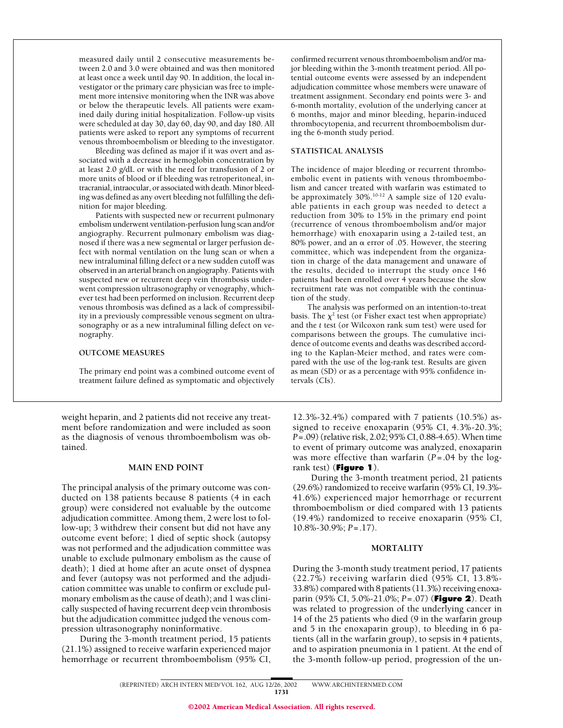measured daily until 2 consecutive measurements between 2.0 and 3.0 were obtained and was then monitored at least once a week until day 90. In addition, the local investigator or the primary care physician was free to implement more intensive monitoring when the INR was above or below the therapeutic levels. All patients were examined daily during initial hospitalization. Follow-up visits were scheduled at day 30, day 60, day 90, and day 180. All patients were asked to report any symptoms of recurrent venous thromboembolism or bleeding to the investigator.

Bleeding was defined as major if it was overt and associated with a decrease in hemoglobin concentration by at least 2.0 g/dL or with the need for transfusion of 2 or more units of blood or if bleeding was retroperitoneal, intracranial, intraocular, or associated with death. Minor bleeding was defined as any overt bleeding not fulfilling the definition for major bleeding.

Patients with suspected new or recurrent pulmonary embolism underwent ventilation-perfusion lung scan and/or angiography. Recurrent pulmonary embolism was diagnosed if there was a new segmental or larger perfusion defect with normal ventilation on the lung scan or when a new intraluminal filling defect or a new sudden cutoff was observed in an arterial branch on angiography. Patients with suspected new or recurrent deep vein thrombosis underwent compression ultrasonography or venography, whichever test had been performed on inclusion. Recurrent deep venous thrombosis was defined as a lack of compressibility in a previously compressible venous segment on ultrasonography or as a new intraluminal filling defect on venography.

### OUTCOME MEASURES

The primary end point was a combined outcome event of treatment failure defined as symptomatic and objectively confirmed recurrent venous thromboembolism and/or major bleeding within the 3-month treatment period. All potential outcome events were assessed by an independent adjudication committee whose members were unaware of treatment assignment. Secondary end points were 3- and 6-month mortality, evolution of the underlying cancer at 6 months, major and minor bleeding, heparin-induced thrombocytopenia, and recurrent thromboembolism during the 6-month study period.

### STATISTICAL ANALYSIS

The incidence of major bleeding or recurrent thromboembolic event in patients with venous thromboembolism and cancer treated with warfarin was estimated to be approximately 30%.[10-12] A sample size of 120 evaluable patients in each group was needed to detect a reduction from 30% to 15% in the primary end point (recurrence of venous thromboembolism and/or major hemorrhage) with enoxaparin using a 2-tailed test, an 80% power, and an $\alpha$ error of .05. However, the steering committee, which was independent from the organization in charge of the data management and unaware of the results, decided to interrupt the study once 146 patients had been enrolled over 4 years because the slow recruitment rate was not compatible with the continuation of the study.

The analysis was performed on an intention-to-treat basis. The $\chi^2$ test (or Fisher exact test when appropriate) and the *t* test (or Wilcoxon rank sum test) were used for comparisons between the groups. The cumulative incidence of outcome events and deaths was described according to the Kaplan-Meier method, and rates were compared with the use of the log-rank test. Results are given as mean (SD) or as a percentage with 95% confidence intervals (CIs).

weight heparin, and 2 patients did not receive any treatment before randomization and were included as soon as the diagnosis of venous thromboembolism was obtained.

### MAIN END POINT

The principal analysis of the primary outcome was conducted on 138 patients because 8 patients (4 in each group) were considered not evaluable by the outcome adjudication committee. Among them, 2 were lost to follow-up; 3 withdrew their consent but did not have any outcome event before; 1 died of septic shock (autopsy was not performed and the adjudication committee was unable to exclude pulmonary embolism as the cause of death); 1 died at home after an acute onset of dyspnea and fever (autopsy was not performed and the adjudication committee was unable to confirm or exclude pulmonary embolism as the cause of death); and 1 was clinically suspected of having recurrent deep vein thrombosis but the adjudication committee judged the venous compression ultrasonography noninformative.

During the 3-month treatment period, 15 patients (21.1%) assigned to receive warfarin experienced major hemorrhage or recurrent thromboembolism (95% CI, 12.3%-32.4%) compared with 7 patients (10.5%) assigned to receive enoxaparin (95% CI, 4.3%-20.3%; $P = .09$) (relative risk, 2.02; 95% CI, 0.88-4.65). When time to event of primary outcome was analyzed, enoxaparin was more effective than warfarin ($P = .04$ by the log-rank test) (**Figure 1**).

During the 3-month treatment period, 21 patients (29.6%) randomized to receive warfarin (95% CI, 19.3%-41.6%) experienced major hemorrhage or recurrent thromboembolism or died compared with 13 patients (19.4%) randomized to receive enoxaparin (95% CI, 10.8%-30.9%; $P = .17$).

### MORTALITY

During the 3-month study treatment period, 17 patients (22.7%) receiving warfarin died (95% CI, 13.8%-33.8%) compared with 8 patients (11.3%) receiving enoxaparin (95% CI, 5.0%-21.0%; $P = .07$) (**Figure 2**). Death was related to progression of the underlying cancer in 14 of the 25 patients who died (9 in the warfarin group and 5 in the enoxaparin group), to bleeding in 6 patients (all in the warfarin group), to sepsis in 4 patients, and to aspiration pneumonia in 1 patient. At the end of the 3-month follow-up period, progression of the un-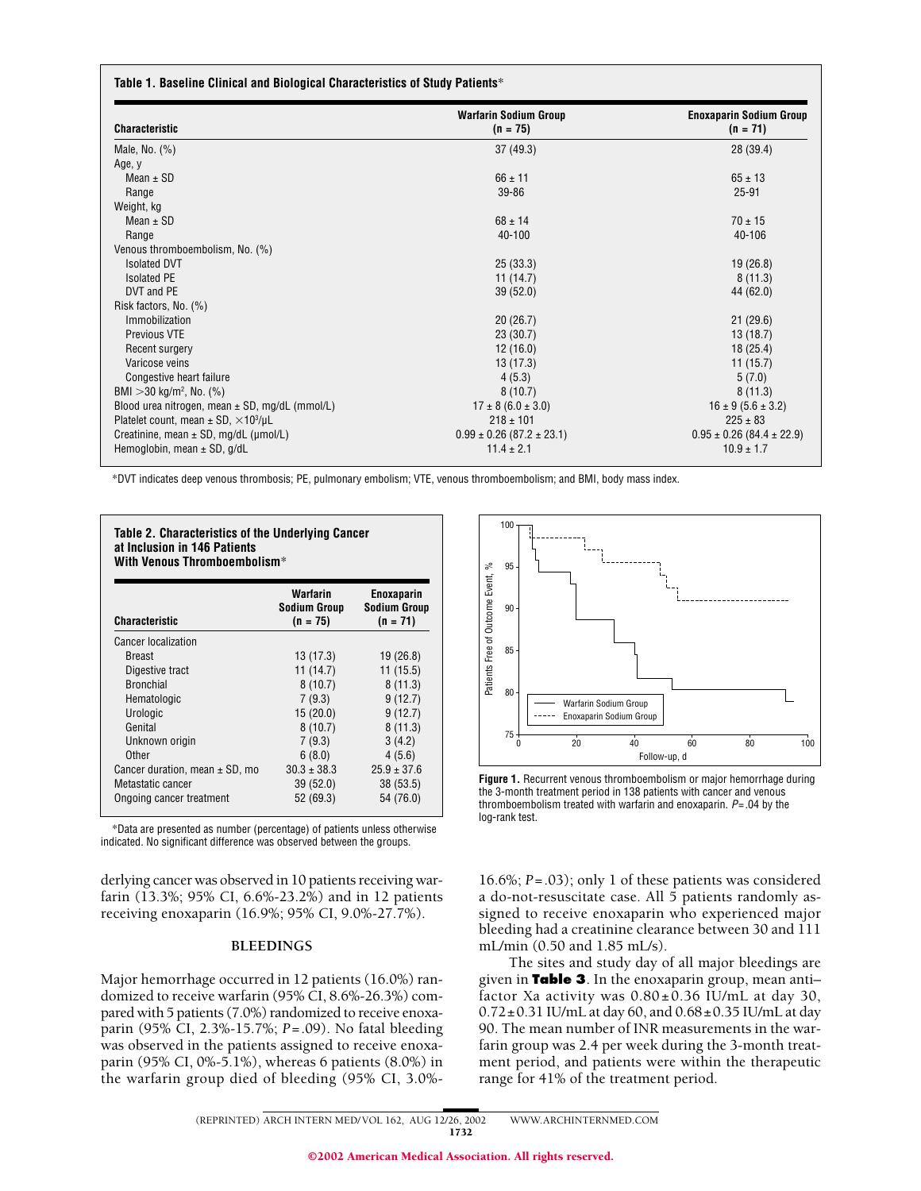**Table 1. Baseline Clinical and Biological Characteristics of Study Patients***

| Characteristic | Warfarin Sodium Group (n = 75) | Enoxaparin Sodium Group (n = 71) |
|---|---|---|
| Male, No. (%) | 37 (49.3) | 28 (39.4) |
| Age, y | | |
| Mean ± SD | 66 ± 11 | 65 ± 13 |
| Range | 39-86 | 25-91 |
| Weight, kg | | |
| Mean ± SD | 68 ± 14 | 70 ± 15 |
| Range | 40-100 | 40-106 |
| Venous thromboembolism, No. (%) | | |
| Isolated DVT | 25 (33.3) | 19 (26.8) |
| Isolated PE | 11 (14.7) | 8 (11.3) |
| DVT and PE | 39 (52.0) | 44 (62.0) |
| Risk factors, No. (%) | | |
| Immobilization | 20 (26.7) | 21 (29.6) |
| Previous VTE | 23 (30.7) | 13 (18.7) |
| Recent surgery | 12 (16.0) | 18 (25.4) |
| Varicose veins | 13 (17.3) | 11 (15.7) |
| Congestive heart failure | 4 (5.3) | 5 (7.0) |
| BMI >30 kg/m², No. (%) | 8 (10.7) | 8 (11.3) |
| Blood urea nitrogen, mean ± SD, mg/dL (mmol/L) | 17 ± 8 (6.0 ± 3.0) | 16 ± 9 (5.6 ± 3.2) |
| Platelet count, mean ± SD, ×10³/μL | 218 ± 101 | 225 ± 83 |
| Creatinine, mean ± SD, mg/dL (μmol/L) | 0.99 ± 0.26 (87.2 ± 23.1) | 0.95 ± 0.26 (84.4 ± 22.9) |
| Hemoglobin, mean ± SD, g/dL | 11.4 ± 2.1 | 10.9 ± 1.7 |

*DVT indicates deep venous thrombosis; PE, pulmonary embolism; VTE, venous thromboembolism; and BMI, body mass index.

**Table 2. Characteristics of the Underlying Cancer at Inclusion in 146 Patients With Venous Thromboembolism***

| Characteristic | Warfarin Sodium Group (n = 75) | Enoxaparin Sodium Group (n = 71) |
|---|---|---|
| Cancer localization | | |
| Breast | 13 (17.3) | 19 (26.8) |
| Digestive tract | 11 (14.7) | 11 (15.5) |
| Bronchial | 8 (10.7) | 8 (11.3) |
| Hematologic | 7 (9.3) | 9 (12.7) |
| Urologic | 15 (20.0) | 9 (12.7) |
| Genital | 8 (10.7) | 8 (11.3) |
| Unknown origin | 7 (9.3) | 3 (4.2) |
| Other | 6 (8.0) | 4 (5.6) |
| Cancer duration, mean ± SD, mo | 30.3 ± 38.3 | 25.9 ± 37.6 |
| Metastatic cancer | 39 (52.0) | 38 (53.5) |
| Ongoing cancer treatment | 52 (69.3) | 54 (76.0) |

*Data are presented as number (percentage) of patients unless otherwise indicated. No significant difference was observed between the groups.

100
95
90
85
80
75
Patients Free of Outcome Event, %
0 20 40 60 80 100
Follow-up, d
Warfarin Sodium Group
Enoxaparin Sodium Group

**Figure 1.** Recurrent venous thromboembolism or major hemorrhage during the 3-month treatment period in 138 patients with cancer and venous thromboembolism treated with warfarin and enoxaparin. *P*=.04 by the log-rank test.

derlying cancer was observed in 10 patients receiving warfarin (13.3%; 95% CI, 6.6%-23.2%) and in 12 patients receiving enoxaparin (16.9%; 95% CI, 9.0%-27.7%).

## BLEEDINGS

Major hemorrhage occurred in 12 patients (16.0%) randomized to receive warfarin (95% CI, 8.6%-26.3%) compared with 5 patients (7.0%) randomized to receive enoxaparin (95% CI, 2.3%-15.7%; *P*=.09). No fatal bleeding was observed in the patients assigned to receive enoxaparin (95% CI, 0%-5.1%), whereas 6 patients (8.0%) in the warfarin group died of bleeding (95% CI, 3.0%-16.6%; *P*=.03); only 1 of these patients was considered a do-not-resuscitate case. All 5 patients randomly assigned to receive enoxaparin who experienced major bleeding had a creatinine clearance between 30 and 111 mL/min (0.50 and 1.85 mL/s).

The sites and study day of all major bleedings are given in **Table 3**. In the enoxaparin group, mean anti–factor Xa activity was 0.80±0.36 IU/mL at day 30, 0.72±0.31 IU/mL at day 60, and 0.68±0.35 IU/mL at day 90. The mean number of INR measurements in the warfarin group was 2.4 per week during the 3-month treatment period, and patients were within the therapeutic range for 41% of the treatment period.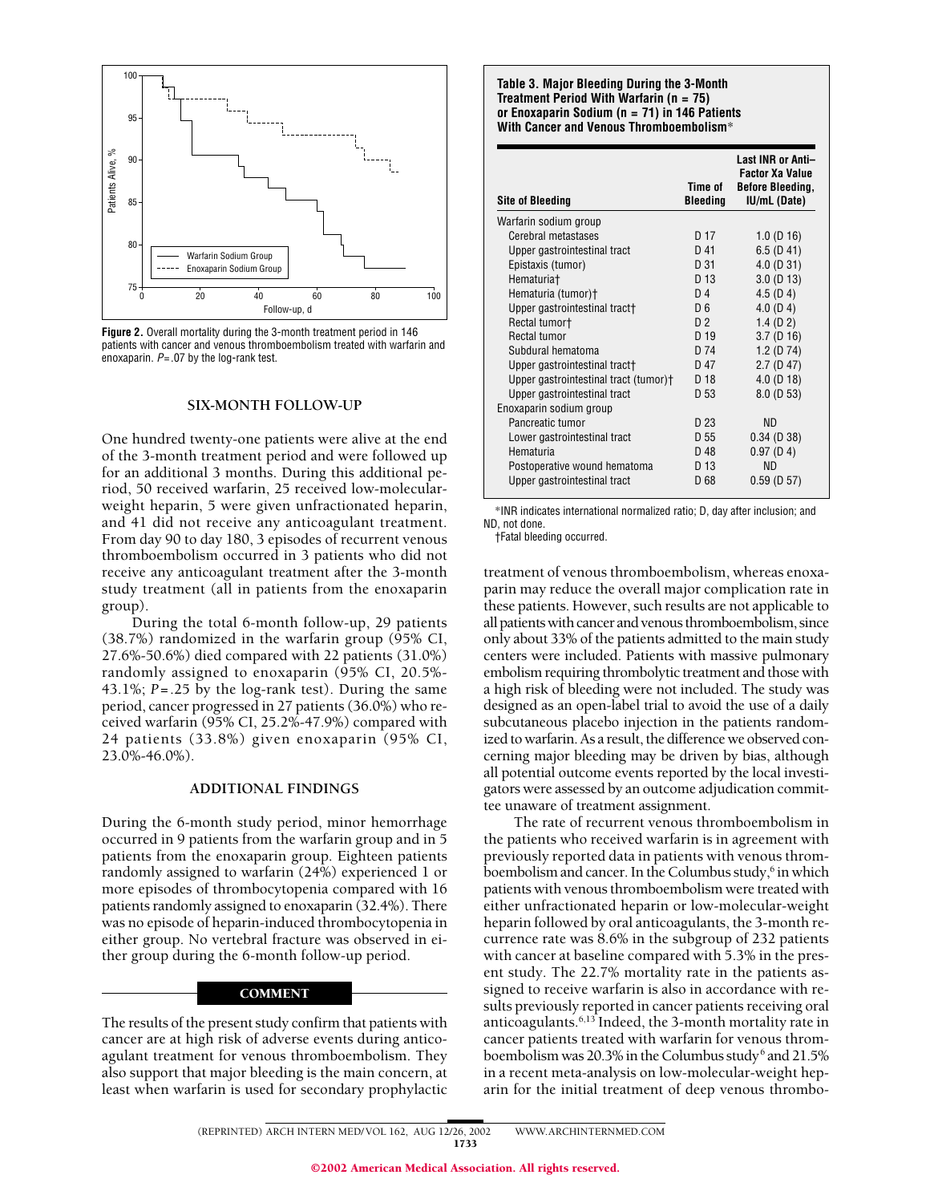100

95

90

85

80

75

Patients Alive, %

0 20 40 60 80 100

Follow-up, d

Warfarin Sodium Group

Enoxaparin Sodium Group

**Figure 2.** Overall mortality during the 3-month treatment period in 146 patients with cancer and venous thromboembolism treated with warfarin and enoxaparin. *P*=.07 by the log-rank test.

### SIX-MONTH FOLLOW-UP

One hundred twenty-one patients were alive at the end of the 3-month treatment period and were followed up for an additional 3 months. During this additional period, 50 received warfarin, 25 received low-molecular-weight heparin, 5 were given unfractionated heparin, and 41 did not receive any anticoagulant treatment. From day 90 to day 180, 3 episodes of recurrent venous thromboembolism occurred in 3 patients who did not receive any anticoagulant treatment after the 3-month study treatment (all in patients from the enoxaparin group).

During the total 6-month follow-up, 29 patients (38.7%) randomized in the warfarin group (95% CI, 27.6%-50.6%) died compared with 22 patients (31.0%) randomly assigned to enoxaparin (95% CI, 20.5%-43.1%; *P*=.25 by the log-rank test). During the same period, cancer progressed in 27 patients (36.0%) who received warfarin (95% CI, 25.2%-47.9%) compared with 24 patients (33.8%) given enoxaparin (95% CI, 23.0%-46.0%).

### ADDITIONAL FINDINGS

During the 6-month study period, minor hemorrhage occurred in 9 patients from the warfarin group and in 5 patients from the enoxaparin group. Eighteen patients randomly assigned to warfarin (24%) experienced 1 or more episodes of thrombocytopenia compared with 16 patients randomly assigned to enoxaparin (32.4%). There was no episode of heparin-induced thrombocytopenia in either group. No vertebral fracture was observed in either group during the 6-month follow-up period.

**Table 3. Major Bleeding During the 3-Month Treatment Period With Warfarin (n = 75) or Enoxaparin Sodium (n = 71) in 146 Patients With Cancer and Venous Thromboembolism***

| Site of Bleeding | Time of Bleeding | Last INR or Anti–Factor Xa Value Before Bleeding, IU/mL (Date) |
|---|---|---|
| Warfarin sodium group | | |
| Cerebral metastases | D 17 | 1.0 (D 16) |
| Upper gastrointestinal tract | D 41 | 6.5 (D 41) |
| Epistaxis (tumor) | D 31 | 4.0 (D 31) |
| Hematuria† | D 13 | 3.0 (D 13) |
| Hematuria (tumor)† | D 4 | 4.5 (D 4) |
| Upper gastrointestinal tract† | D 6 | 4.0 (D 4) |
| Rectal tumor† | D 2 | 1.4 (D 2) |
| Rectal tumor | D 19 | 3.7 (D 16) |
| Subdural hematoma | D 74 | 1.2 (D 74) |
| Upper gastrointestinal tract† | D 47 | 2.7 (D 47) |
| Upper gastrointestinal tract (tumor)† | D 18 | 4.0 (D 18) |
| Upper gastrointestinal tract | D 53 | 8.0 (D 53) |
| Enoxaparin sodium group | | |
| Pancreatic tumor | D 23 | ND |
| Lower gastrointestinal tract | D 55 | 0.34 (D 38) |
| Hematuria | D 48 | 0.97 (D 4) |
| Postoperative wound hematoma | D 13 | ND |
| Upper gastrointestinal tract | D 68 | 0.59 (D 57) |

*INR indicates international normalized ratio; D, day after inclusion; and ND, not done.

†Fatal bleeding occurred.

## COMMENT

The results of the present study confirm that patients with cancer are at high risk of adverse events during anticoagulant treatment for venous thromboembolism. They also support that major bleeding is the main concern, at least when warfarin is used for secondary prophylactic treatment of venous thromboembolism, whereas enoxaparin may reduce the overall major complication rate in these patients. However, such results are not applicable to all patients with cancer and venous thromboembolism, since only about 33% of the patients admitted to the main study centers were included. Patients with massive pulmonary embolism requiring thrombolytic treatment and those with a high risk of bleeding were not included. The study was designed as an open-label trial to avoid the use of a daily subcutaneous placebo injection in the patients randomized to warfarin. As a result, the difference we observed concerning major bleeding may be driven by bias, although all potential outcome events reported by the local investigators were assessed by an outcome adjudication committee unaware of treatment assignment.

The rate of recurrent venous thromboembolism in the patients who received warfarin is in agreement with previously reported data in patients with venous thromboembolism and cancer. In the Columbus study,[6] in which patients with venous thromboembolism were treated with either unfractionated heparin or low-molecular-weight heparin followed by oral anticoagulants, the 3-month recurrence rate was 8.6% in the subgroup of 232 patients with cancer at baseline compared with 5.3% in the present study. The 22.7% mortality rate in the patients assigned to receive warfarin is also in accordance with results previously reported in cancer patients receiving oral anticoagulants.[6,13] Indeed, the 3-month mortality rate in cancer patients treated with warfarin for venous thromboembolism was 20.3% in the Columbus study[6] and 21.5% in a recent meta-analysis on low-molecular-weight heparin for the initial treatment of deep venous thrombo-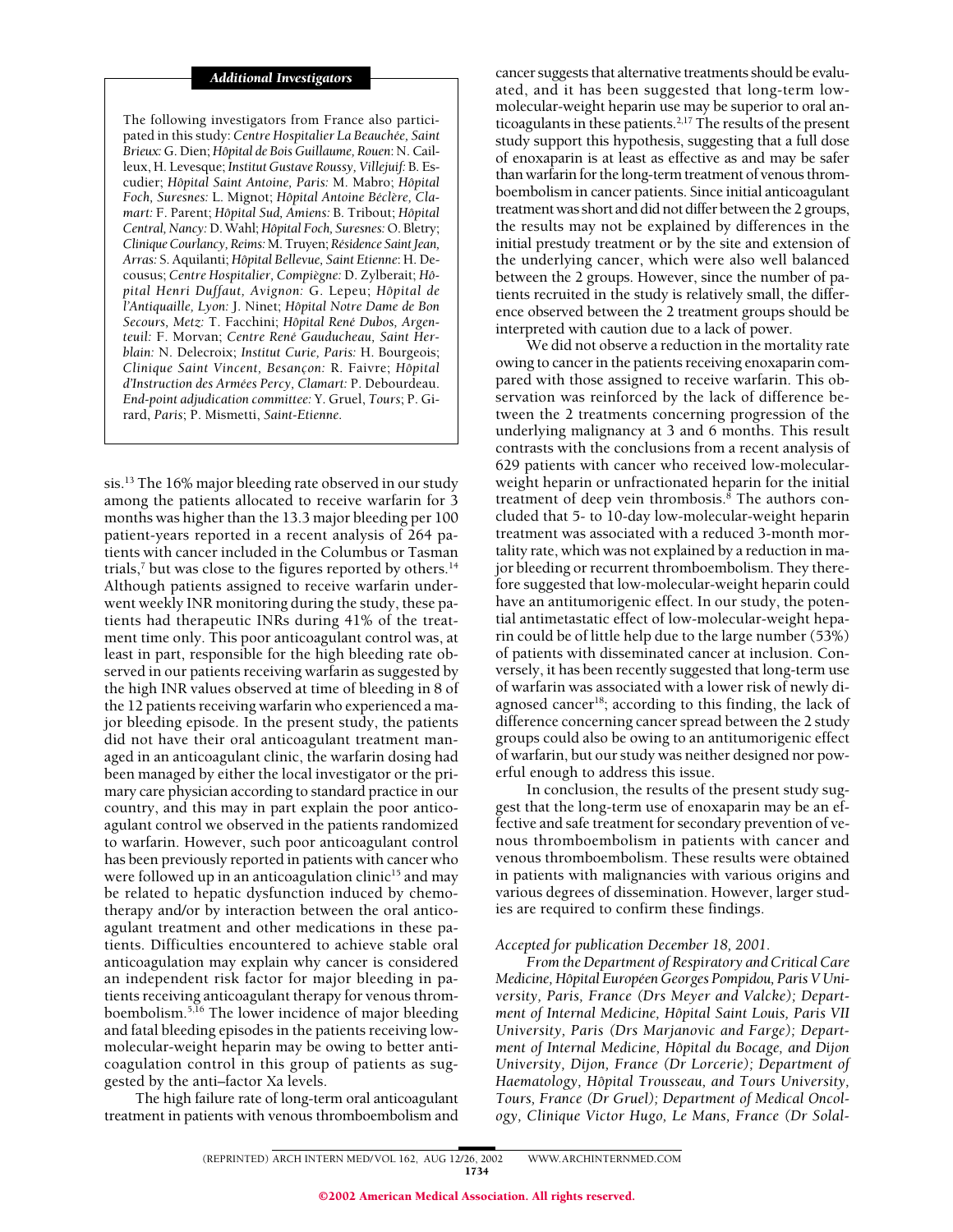### Additional Investigators

The following investigators from France also participated in this study: *Centre Hospitalier La Beauchée, Saint Brieux:* G. Dien; *Hôpital de Bois Guillaume, Rouen:* N. Cailleux, H. Levesque; *Institut Gustave Roussy, Villejuif:* B. Escudier; *Hôpital Saint Antoine, Paris:* M. Mabro; *Hôpital Foch, Suresnes:* L. Mignot; *Hôpital Antoine Béclère, Clamart:* F. Parent; *Hôpital Sud, Amiens:* B. Tribout; *Hôpital Central, Nancy:* D. Wahl; *Hôpital Foch, Suresnes:* O. Bletry; *Clinique Courlancy, Reims:* M. Truyen; *Résidence Saint Jean, Arras:* S. Aquilanti; *Hôpital Bellevue, Saint Etienne:* H. Decousus; *Centre Hospitalier, Compiègne:* D. Zylberait; *Hôpital Henri Duffaut, Avignon:* G. Lepeu; *Hôpital de l'Antiquaille, Lyon:* J. Ninet; *Hôpital Notre Dame de Bon Secours, Metz:* T. Facchini; *Hôpital René Dubos, Argenteuil:* F. Morvan; *Centre René Gauducheau, Saint Herblain:* N. Delecroix; *Institut Curie, Paris:* H. Bourgeois; *Clinique Saint Vincent, Besançon:* R. Faivre; *Hôpital d'Instruction des Armées Percy, Clamart:* P. Debourdeau. *End-point adjudication committee:* Y. Gruel, *Tours*; P. Girard, *Paris*; P. Mismetti, *Saint-Etienne*.

sis.[13] The 16% major bleeding rate observed in our study among the patients allocated to receive warfarin for 3 months was higher than the 13.3 major bleeding per 100 patient-years reported in a recent analysis of 264 patients with cancer included in the Columbus or Tasman trials,[7] but was close to the figures reported by others.[14] Although patients assigned to receive warfarin underwent weekly INR monitoring during the study, these patients had therapeutic INRs during 41% of the treatment time only. This poor anticoagulant control was, at least in part, responsible for the high bleeding rate observed in our patients receiving warfarin as suggested by the high INR values observed at time of bleeding in 8 of the 12 patients receiving warfarin who experienced a major bleeding episode. In the present study, the patients did not have their oral anticoagulant treatment managed in an anticoagulant clinic, the warfarin dosing had been managed by either the local investigator or the primary care physician according to standard practice in our country, and this may in part explain the poor anticoagulant control we observed in the patients randomized to warfarin. However, such poor anticoagulant control has been previously reported in patients with cancer who were followed up in an anticoagulation clinic[15] and may be related to hepatic dysfunction induced by chemotherapy and/or by interaction between the oral anticoagulant treatment and other medications in these patients. Difficulties encountered to achieve stable oral anticoagulation may explain why cancer is considered an independent risk factor for major bleeding in patients receiving anticoagulant therapy for venous thromboembolism.[5,16] The lower incidence of major bleeding and fatal bleeding episodes in the patients receiving low-molecular-weight heparin may be owing to better anticoagulation control in this group of patients as suggested by the anti–factor Xa levels.

The high failure rate of long-term oral anticoagulant treatment in patients with venous thromboembolism and cancer suggests that alternative treatments should be evaluated, and it has been suggested that long-term low-molecular-weight heparin use may be superior to oral anticoagulants in these patients.[2,17] The results of the present study support this hypothesis, suggesting that a full dose of enoxaparin is at least as effective as and may be safer than warfarin for the long-term treatment of venous thromboembolism in cancer patients. Since initial anticoagulant treatment was short and did not differ between the 2 groups, the results may not be explained by differences in the initial prestudy treatment or by the site and extension of the underlying cancer, which were also well balanced between the 2 groups. However, since the number of patients recruited in the study is relatively small, the difference observed between the 2 treatment groups should be interpreted with caution due to a lack of power.

We did not observe a reduction in the mortality rate owing to cancer in the patients receiving enoxaparin compared with those assigned to receive warfarin. This observation was reinforced by the lack of difference between the 2 treatments concerning progression of the underlying malignancy at 3 and 6 months. This result contrasts with the conclusions from a recent analysis of 629 patients with cancer who received low-molecular-weight heparin or unfractionated heparin for the initial treatment of deep vein thrombosis.[8] The authors concluded that 5- to 10-day low-molecular-weight heparin treatment was associated with a reduced 3-month mortality rate, which was not explained by a reduction in major bleeding or recurrent thromboembolism. They therefore suggested that low-molecular-weight heparin could have an antitumorigenic effect. In our study, the potential antimetastatic effect of low-molecular-weight heparin could be of little help due to the large number (53%) of patients with disseminated cancer at inclusion. Conversely, it has been recently suggested that long-term use of warfarin was associated with a lower risk of newly diagnosed cancer[18]; according to this finding, the lack of difference concerning cancer spread between the 2 study groups could also be owing to an antitumorigenic effect of warfarin, but our study was neither designed nor powerful enough to address this issue.

In conclusion, the results of the present study suggest that the long-term use of enoxaparin may be an effective and safe treatment for secondary prevention of venous thromboembolism in patients with cancer and venous thromboembolism. These results were obtained in patients with malignancies with various origins and various degrees of dissemination. However, larger studies are required to confirm these findings.

*Accepted for publication December 18, 2001.*

*From the Department of Respiratory and Critical Care Medicine, Hôpital Européen Georges Pompidou, Paris V University, Paris, France (Drs Meyer and Valcke); Department of Internal Medicine, Hôpital Saint Louis, Paris VII University, Paris (Drs Marjanovic and Farge); Department of Internal Medicine, Hôpital du Bocage, and Dijon University, Dijon, France (Dr Lorcerie); Department of Haematology, Hôpital Trousseau, and Tours University, Tours, France (Dr Gruel); Department of Medical Oncology, Clinique Victor Hugo, Le Mans, France (Dr Solal-*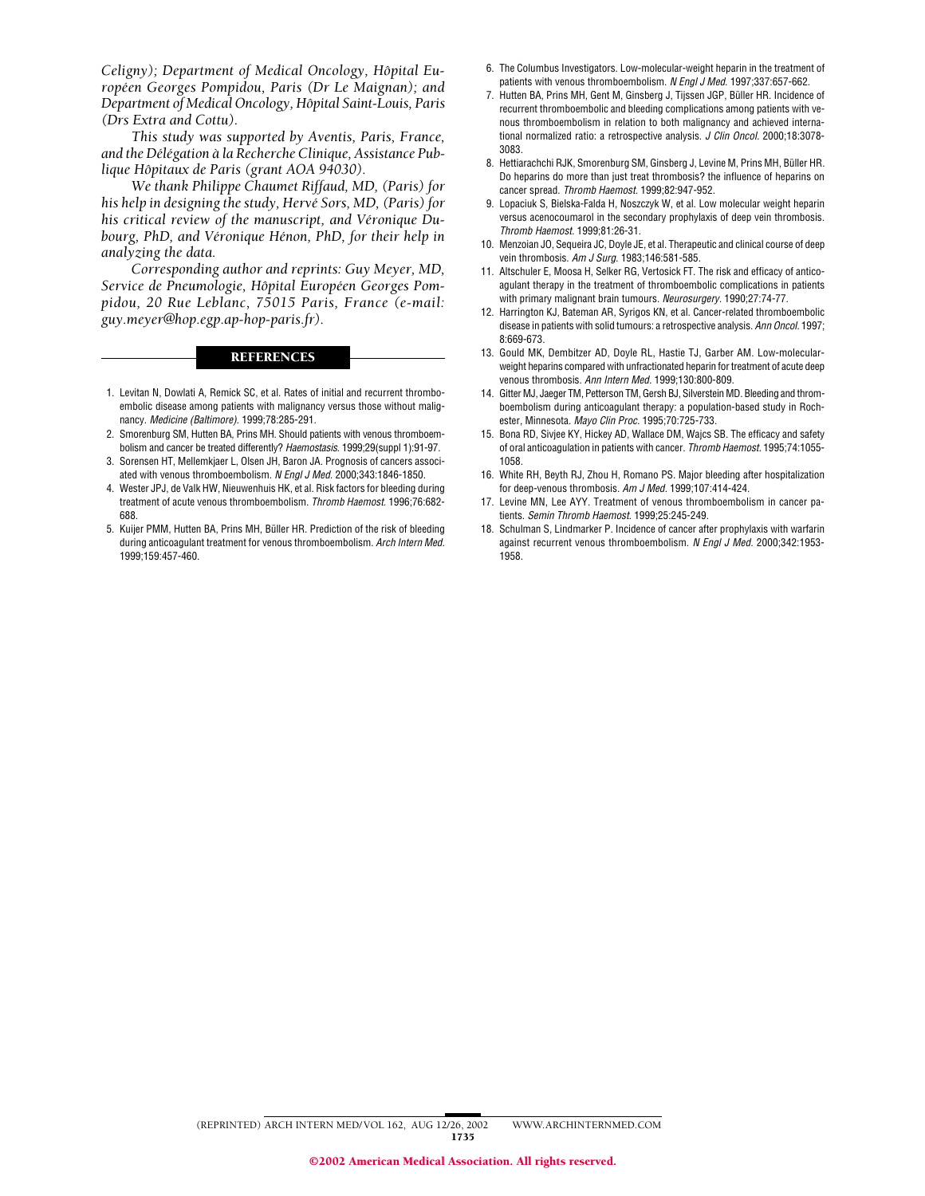*Celigny); Department of Medical Oncology, Hôpital Européen Georges Pompidou, Paris (Dr Le Maignan); and Department of Medical Oncology, Hôpital Saint-Louis, Paris (Drs Extra and Cottu).*

*This study was supported by Aventis, Paris, France, and the Délégation à la Recherche Clinique, Assistance Publique Hôpitaux de Paris (grant AOA 94030).*

*We thank Philippe Chaumet Riffaud, MD, (Paris) for his help in designing the study, Hervé Sors, MD, (Paris) for his critical review of the manuscript, and Véronique Dubourg, PhD, and Véronique Hénon, PhD, for their help in analyzing the data.*

*Corresponding author and reprints: Guy Meyer, MD, Service de Pneumologie, Hôpital Européen Georges Pompidou, 20 Rue Leblanc, 75015 Paris, France (e-mail: guy.meyer@hop.egp.ap-hop-paris.fr).*

## REFERENCES

1. Levitan N, Dowlati A, Remick SC, et al. Rates of initial and recurrent thromboembolic disease among patients with malignancy versus those without malignancy. *Medicine (Baltimore).* 1999;78:285-291.
2. Smorenburg SM, Hutten BA, Prins MH. Should patients with venous thromboembolism and cancer be treated differently? *Haemostasis.* 1999;29(suppl 1):91-97.
3. Sorensen HT, Mellemkjaer L, Olsen JH, Baron JA. Prognosis of cancers associated with venous thromboembolism. *N Engl J Med.* 2000;343:1846-1850.
4. Wester JPJ, de Valk HW, Nieuwenhuis HK, et al. Risk factors for bleeding during treatment of acute venous thromboembolism. *Thromb Haemost.* 1996;76:682-688.
5. Kuijer PMM, Hutten BA, Prins MH, Büller HR. Prediction of the risk of bleeding during anticoagulant treatment for venous thromboembolism. *Arch Intern Med.* 1999;159:457-460.
6. The Columbus Investigators. Low-molecular-weight heparin in the treatment of patients with venous thromboembolism. *N Engl J Med.* 1997;337:657-662.
7. Hutten BA, Prins MH, Gent M, Ginsberg J, Tijssen JGP, Büller HR. Incidence of recurrent thromboembolic and bleeding complications among patients with venous thromboembolism in relation to both malignancy and achieved international normalized ratio: a retrospective analysis. *J Clin Oncol.* 2000;18:3078-3083.
8. Hettiarachchi RJK, Smorenburg SM, Ginsberg J, Levine M, Prins MH, Büller HR. Do heparins do more than just treat thrombosis? the influence of heparins on cancer spread. *Thromb Haemost.* 1999;82:947-952.
9. Lopaciuk S, Bielska-Falda H, Noszczyk W, et al. Low molecular weight heparin versus acenocoumarol in the secondary prophylaxis of deep vein thrombosis. *Thromb Haemost.* 1999;81:26-31.
10. Menzoian JO, Sequeira JC, Doyle JE, et al. Therapeutic and clinical course of deep vein thrombosis. *Am J Surg.* 1983;146:581-585.
11. Altschuler E, Moosa H, Selker RG, Vertosick FT. The risk and efficacy of anticoagulant therapy in the treatment of thromboembolic complications in patients with primary malignant brain tumours. *Neurosurgery.* 1990;27:74-77.
12. Harrington KJ, Bateman AR, Syrigos KN, et al. Cancer-related thromboembolic disease in patients with solid tumours: a retrospective analysis. *Ann Oncol.* 1997;8:669-673.
13. Gould MK, Dembitzer AD, Doyle RL, Hastie TJ, Garber AM. Low-molecular-weight heparins compared with unfractionated heparin for treatment of acute deep venous thrombosis. *Ann Intern Med.* 1999;130:800-809.
14. Gitter MJ, Jaeger TM, Petterson TM, Gersh BJ, Silverstein MD. Bleeding and thromboembolism during anticoagulant therapy: a population-based study in Rochester, Minnesota. *Mayo Clin Proc.* 1995;70:725-733.
15. Bona RD, Sivjee KY, Hickey AD, Wallace DM, Wajcs SB. The efficacy and safety of oral anticoagulation in patients with cancer. *Thromb Haemost.* 1995;74:1055-1058.
16. White RH, Beyth RJ, Zhou H, Romano PS. Major bleeding after hospitalization for deep-venous thrombosis. *Am J Med.* 1999;107:414-424.
17. Levine MN, Lee AYY. Treatment of venous thromboembolism in cancer patients. *Semin Thromb Haemost.* 1999;25:245-249.
18. Schulman S, Lindmarker P. Incidence of cancer after prophylaxis with warfarin against recurrent venous thromboembolism. *N Engl J Med.* 2000;342:1953-1958.